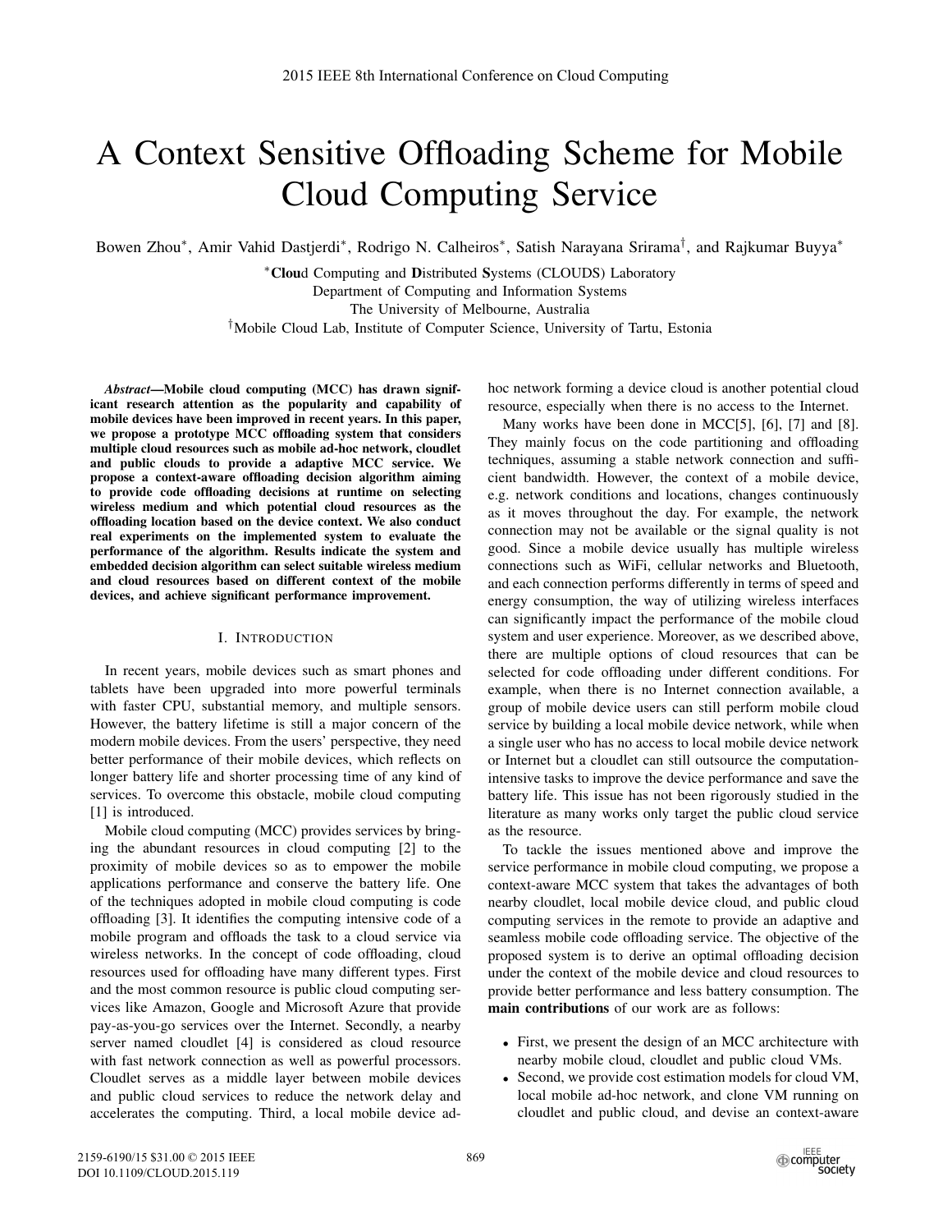# A Context Sensitive Offloading Scheme for Mobile Cloud Computing Service

Bowen Zhou*, Amir Vahid Dastjerdi*, Rodrigo N. Calheiros*, Satish Narayana Srirama†, and Rajkumar Buyya*

*Cloud Computing and Distributed Systems (CLOUDS) Laboratory
Department of Computing and Information Systems
The University of Melbourne, Australia
†Mobile Cloud Lab, Institute of Computer Science, University of Tartu, Estonia

***Abstract*—Mobile cloud computing (MCC) has drawn significant research attention as the popularity and capability of mobile devices have been improved in recent years. In this paper, we propose a prototype MCC offloading system that considers multiple cloud resources such as mobile ad-hoc network, cloudlet and public clouds to provide a adaptive MCC service. We propose a context-aware offloading decision algorithm aiming to provide code offloading decisions at runtime on selecting wireless medium and which potential cloud resources as the offloading location based on the device context. We also conduct real experiments on the implemented system to evaluate the performance of the algorithm. Results indicate the system and embedded decision algorithm can select suitable wireless medium and cloud resources based on different context of the mobile devices, and achieve significant performance improvement.**

## I. Introduction

In recent years, mobile devices such as smart phones and tablets have been upgraded into more powerful terminals with faster CPU, substantial memory, and multiple sensors. However, the battery lifetime is still a major concern of the modern mobile devices. From the users' perspective, they need better performance of their mobile devices, which reflects on longer battery life and shorter processing time of any kind of services. To overcome this obstacle, mobile cloud computing [1] is introduced.

Mobile cloud computing (MCC) provides services by bringing the abundant resources in cloud computing [2] to the proximity of mobile devices so as to empower the mobile applications performance and conserve the battery life. One of the techniques adopted in mobile cloud computing is code offloading [3]. It identifies the computing intensive code of a mobile program and offloads the task to a cloud service via wireless networks. In the concept of code offloading, cloud resources used for offloading have many different types. First and the most common resource is public cloud computing services like Amazon, Google and Microsoft Azure that provide pay-as-you-go services over the Internet. Secondly, a nearby server named cloudlet [4] is considered as cloud resource with fast network connection as well as powerful processors. Cloudlet serves as a middle layer between mobile devices and public cloud services to reduce the network delay and accelerates the computing. Third, a local mobile device ad-hoc network forming a device cloud is another potential cloud resource, especially when there is no access to the Internet.

Many works have been done in MCC[5], [6], [7] and [8]. They mainly focus on the code partitioning and offloading techniques, assuming a stable network connection and sufficient bandwidth. However, the context of a mobile device, e.g. network conditions and locations, changes continuously as it moves throughout the day. For example, the network connection may not be available or the signal quality is not good. Since a mobile device usually has multiple wireless connections such as WiFi, cellular networks and Bluetooth, and each connection performs differently in terms of speed and energy consumption, the way of utilizing wireless interfaces can significantly impact the performance of the mobile cloud system and user experience. Moreover, as we described above, there are multiple options of cloud resources that can be selected for code offloading under different conditions. For example, when there is no Internet connection available, a group of mobile device users can still perform mobile cloud service by building a local mobile device network, while when a single user who has no access to local mobile device network or Internet but a cloudlet can still outsource the computation-intensive tasks to improve the device performance and save the battery life. This issue has not been rigorously studied in the literature as many works only target the public cloud service as the resource.

To tackle the issues mentioned above and improve the service performance in mobile cloud computing, we propose a context-aware MCC system that takes the advantages of both nearby cloudlet, local mobile device cloud, and public cloud computing services in the remote to provide an adaptive and seamless mobile code offloading service. The objective of the proposed system is to derive an optimal offloading decision under the context of the mobile device and cloud resources to provide better performance and less battery consumption. The **main contributions** of our work are as follows:

- First, we present the design of an MCC architecture with nearby mobile cloud, cloudlet and public cloud VMs.
- Second, we provide cost estimation models for cloud VM, local mobile ad-hoc network, and clone VM running on cloudlet and public cloud, and devise an context-aware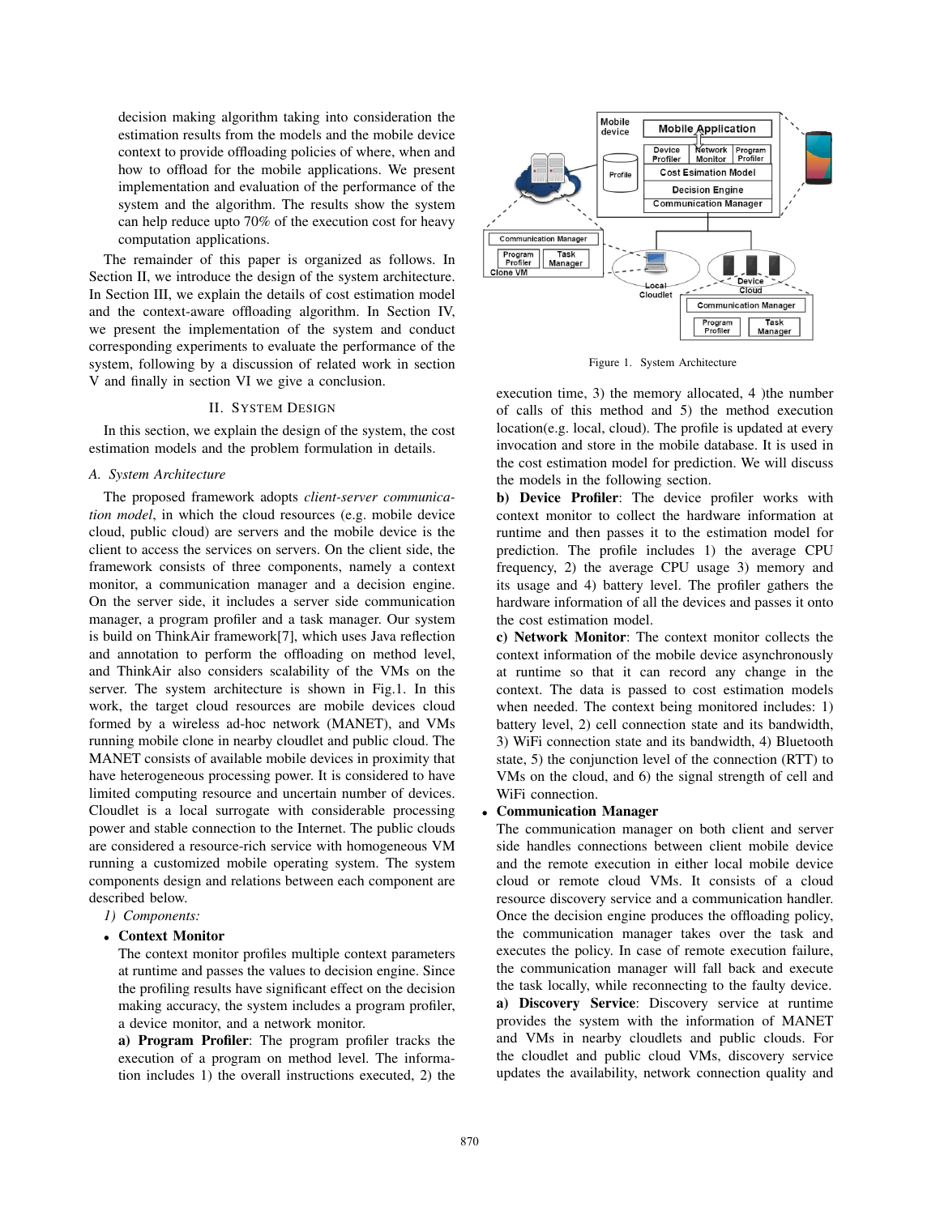decision making algorithm taking into consideration the estimation results from the models and the mobile device context to provide offloading policies of where, when and how to offload for the mobile applications. We present implementation and evaluation of the performance of the system and the algorithm. The results show the system can help reduce upto 70% of the execution cost for heavy computation applications.

The remainder of this paper is organized as follows. In Section II, we introduce the design of the system architecture. In Section III, we explain the details of cost estimation model and the context-aware offloading algorithm. In Section IV, we present the implementation of the system and conduct corresponding experiments to evaluate the performance of the system, following by a discussion of related work in section V and finally in section VI we give a conclusion.

## II. System Design

In this section, we explain the design of the system, the cost estimation models and the problem formulation in details.

### A. System Architecture

The proposed framework adopts *client-server communication model*, in which the cloud resources (e.g. mobile device cloud, public cloud) are servers and the mobile device is the client to access the services on servers. On the client side, the framework consists of three components, namely a context monitor, a communication manager and a decision engine. On the server side, it includes a server side communication manager, a program profiler and a task manager. Our system is build on ThinkAir framework[7], which uses Java reflection and annotation to perform the offloading on method level, and ThinkAir also considers scalability of the VMs on the server. The system architecture is shown in Fig.1. In this work, the target cloud resources are mobile devices cloud formed by a wireless ad-hoc network (MANET), and VMs running mobile clone in nearby cloudlet and public cloud. The MANET consists of available mobile devices in proximity that have heterogeneous processing power. It is considered to have limited computing resource and uncertain number of devices. Cloudlet is a local surrogate with considerable processing power and stable connection to the Internet. The public clouds are considered a resource-rich service with homogeneous VM running a customized mobile operating system. The system components design and relations between each component are described below.

*1) Components:*

- **Context Monitor**
  The context monitor profiles multiple context parameters at runtime and passes the values to decision engine. Since the profiling results have significant effect on the decision making accuracy, the system includes a program profiler, a device monitor, and a network monitor.
  **a) Program Profiler**: The program profiler tracks the execution of a program on method level. The information includes 1) the overall instructions executed, 2) the execution time, 3) the memory allocated, 4 )the number of calls of this method and 5) the method execution location(e.g. local, cloud). The profile is updated at every invocation and store in the mobile database. It is used in the cost estimation model for prediction. We will discuss the models in the following section.
  **b) Device Profiler**: The device profiler works with context monitor to collect the hardware information at runtime and then passes it to the estimation model for prediction. The profile includes 1) the average CPU frequency, 2) the average CPU usage 3) memory and its usage and 4) battery level. The profiler gathers the hardware information of all the devices and passes it onto the cost estimation model.
  **c) Network Monitor**: The context monitor collects the context information of the mobile device asynchronously at runtime so that it can record any change in the context. The data is passed to cost estimation models when needed. The context being monitored includes: 1) battery level, 2) cell connection state and its bandwidth, 3) WiFi connection state and its bandwidth, 4) Bluetooth state, 5) the conjunction level of the connection (RTT) to VMs on the cloud, and 6) the signal strength of cell and WiFi connection.
- **Communication Manager**
  The communication manager on both client and server side handles connections between client mobile device and the remote execution in either local mobile device cloud or remote cloud VMs. It consists of a cloud resource discovery service and a communication handler. Once the decision engine produces the offloading policy, the communication manager takes over the task and executes the policy. In case of remote execution failure, the communication manager will fall back and execute the task locally, while reconnecting to the faulty device.
  **a) Discovery Service**: Discovery service at runtime provides the system with the information of MANET and VMs in nearby cloudlets and public clouds. For the cloudlet and public cloud VMs, discovery service updates the availability, network connection quality and

Figure 1. System Architecture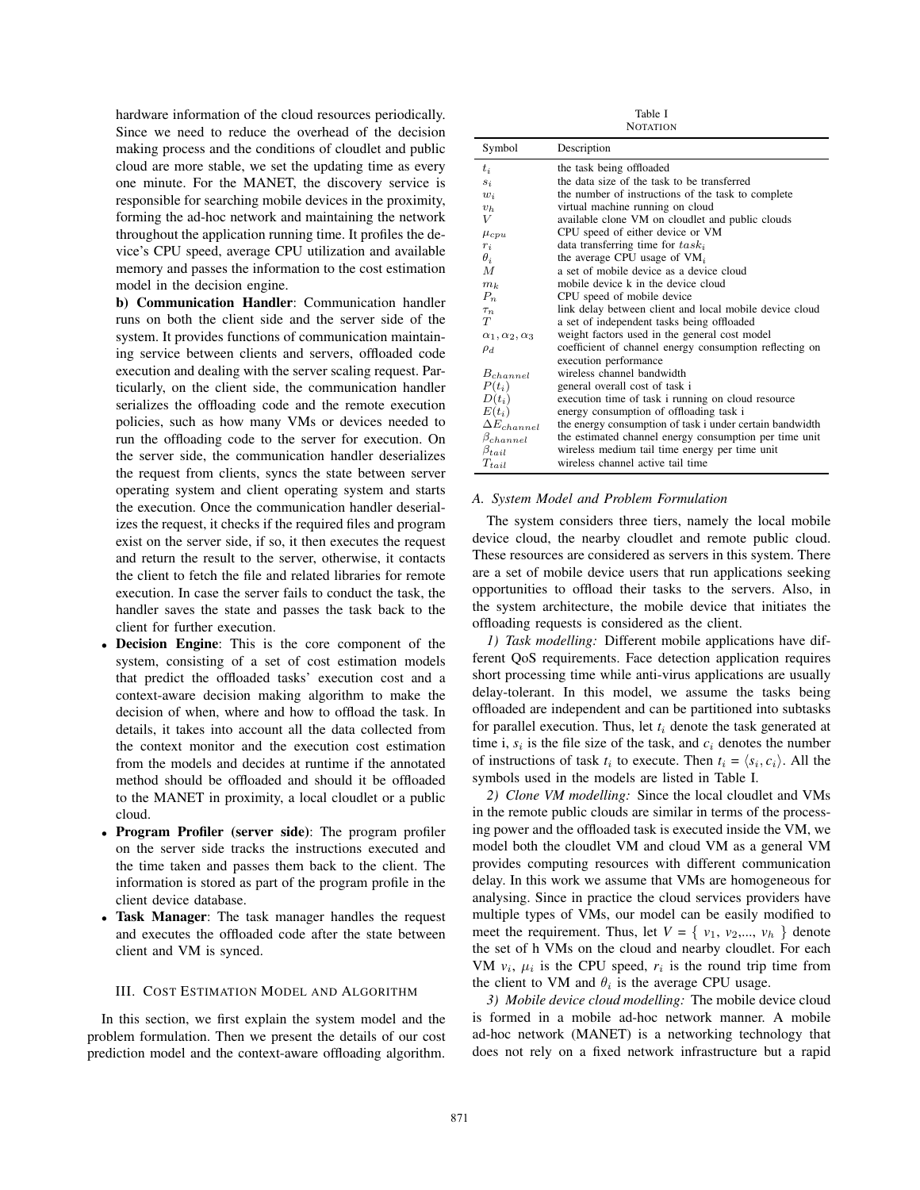hardware information of the cloud resources periodically. Since we need to reduce the overhead of the decision making process and the conditions of cloudlet and public cloud are more stable, we set the updating time as every one minute. For the MANET, the discovery service is responsible for searching mobile devices in the proximity, forming the ad-hoc network and maintaining the network throughout the application running time. It profiles the device's CPU speed, average CPU utilization and available memory and passes the information to the cost estimation model in the decision engine.

**b) Communication Handler**: Communication handler runs on both the client side and the server side of the system. It provides functions of communication maintaining service between clients and servers, offloaded code execution and dealing with the server scaling request. Particularly, on the client side, the communication handler serializes the offloading code and the remote execution policies, such as how many VMs or devices needed to run the offloading code to the server for execution. On the server side, the communication handler deserializes the request from clients, syncs the state between server operating system and client operating system and starts the execution. Once the communication handler deserializes the request, it checks if the required files and program exist on the server side, if so, it then executes the request and return the result to the server, otherwise, it contacts the client to fetch the file and related libraries for remote execution. In case the server fails to conduct the task, the handler saves the state and passes the task back to the client for further execution.

- **Decision Engine**: This is the core component of the system, consisting of a set of cost estimation models that predict the offloaded tasks' execution cost and a context-aware decision making algorithm to make the decision of when, where and how to offload the task. In details, it takes into account all the data collected from the context monitor and the execution cost estimation from the models and decides at runtime if the annotated method should be offloaded and should it be offloaded to the MANET in proximity, a local cloudlet or a public cloud.
- **Program Profiler (server side)**: The program profiler on the server side tracks the instructions executed and the time taken and passes them back to the client. The information is stored as part of the program profile in the client device database.
- **Task Manager**: The task manager handles the request and executes the offloaded code after the state between client and VM is synced.

## III. Cost Estimation Model and Algorithm

In this section, we first explain the system model and the problem formulation. Then we present the details of our cost prediction model and the context-aware offloading algorithm.

Table I
Notation

| Symbol | Description |
|---|---|
| $t_i$ | the task being offloaded |
| $s_i$ | the data size of the task to be transferred |
| $w_i$ | the number of instructions of the task to complete |
| $v_h$ | virtual machine running on cloud |
| $V$ | available clone VM on cloudlet and public clouds |
| $\mu_{cpu}$ | CPU speed of either device or VM |
| $r_i$ | data transferring time for $task_i$ |
| $\theta_i$ | the average CPU usage of $\text{VM}_i$ |
| $M$ | a set of mobile device as a device cloud |
| $m_k$ | mobile device k in the device cloud |
| $P_n$ | CPU speed of mobile device |
| $\tau_n$ | link delay between client and local mobile device cloud |
| $T$ | a set of independent tasks being offloaded |
| $\alpha_1, \alpha_2, \alpha_3$ | weight factors used in the general cost model |
| $\rho_d$ | coefficient of channel energy consumption reflecting on execution performance |
| $B_{channel}$ | wireless channel bandwidth |
| $P(t_i)$ | general overall cost of task i |
| $D(t_i)$ | execution time of task i running on cloud resource |
| $E(t_i)$ | energy consumption of offloading task i |
| $\Delta E_{channel}$ | the energy consumption of task i under certain bandwidth |
| $\beta_{channel}$ | the estimated channel energy consumption per time unit |
| $\beta_{tail}$ | wireless medium tail time energy per time unit |
| $T_{tail}$ | wireless channel active tail time |

### A. System Model and Problem Formulation

The system considers three tiers, namely the local mobile device cloud, the nearby cloudlet and remote public cloud. These resources are considered as servers in this system. There are a set of mobile device users that run applications seeking opportunities to offload their tasks to the servers. Also, in the system architecture, the mobile device that initiates the offloading requests is considered as the client.

*1) Task modelling:* Different mobile applications have different QoS requirements. Face detection application requires short processing time while anti-virus applications are usually delay-tolerant. In this model, we assume the tasks being offloaded are independent and can be partitioned into subtasks for parallel execution. Thus, let $t_i$ denote the task generated at time i, $s_i$ is the file size of the task, and $c_i$ denotes the number of instructions of task $t_i$ to execute. Then $t_i = \langle s_i, c_i \rangle$. All the symbols used in the models are listed in Table I.

*2) Clone VM modelling:* Since the local cloudlet and VMs in the remote public clouds are similar in terms of the processing power and the offloaded task is executed inside the VM, we model both the cloudlet VM and cloud VM as a general VM provides computing resources with different communication delay. In this work we assume that VMs are homogeneous for analysing. Since in practice the cloud services providers have multiple types of VMs, our model can be easily modified to meet the requirement. Thus, let $V = \{ v_1, v_2, ..., v_h \}$ denote the set of h VMs on the cloud and nearby cloudlet. For each VM $v_i$, $\mu_i$ is the CPU speed, $r_i$ is the round trip time from the client to VM and $\theta_i$ is the average CPU usage.

*3) Mobile device cloud modelling:* The mobile device cloud is formed in a mobile ad-hoc network manner. A mobile ad-hoc network (MANET) is a networking technology that does not rely on a fixed network infrastructure but a rapid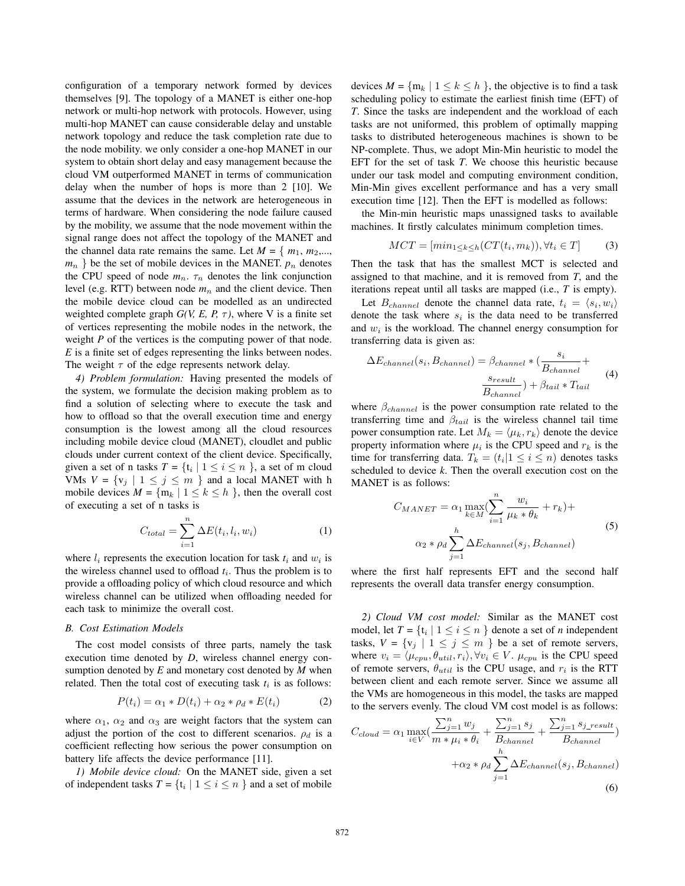configuration of a temporary network formed by devices themselves [9]. The topology of a MANET is either one-hop network or multi-hop network with protocols. However, using multi-hop MANET can cause considerable delay and unstable network topology and reduce the task completion rate due to the node mobility. we only consider a one-hop MANET in our system to obtain short delay and easy management because the cloud VM outperformed MANET in terms of communication delay when the number of hops is more than 2 [10]. We assume that the devices in the network are heterogeneous in terms of hardware. When considering the node failure caused by the mobility, we assume that the node movement within the signal range does not affect the topology of the MANET and the channel data rate remains the same. Let *M* = { $m_1, m_2,...,$ $m_n$ } be the set of mobile devices in the MANET. $p_n$ denotes the CPU speed of node $m_n$. $\tau_n$ denotes the link conjunction level (e.g. RTT) between node $m_n$ and the client device. Then the mobile device cloud can be modelled as an undirected weighted complete graph *G(V, E, P, $\tau$)*, where V is a finite set of vertices representing the mobile nodes in the network, the weight *P* of the vertices is the computing power of that node. *E* is a finite set of edges representing the links between nodes. The weight $\tau$ of the edge represents network delay.

*4) Problem formulation:* Having presented the models of the system, we formulate the decision making problem as to find a solution of selecting where to execute the task and how to offload so that the overall execution time and energy consumption is the lowest among all the cloud resources including mobile device cloud (MANET), cloudlet and public clouds under current context of the client device. Specifically, given a set of n tasks *T* = $\{t_i \mid 1 \leq i \leq n\}$, a set of m cloud VMs $V = \{v_j \mid 1 \leq j \leq m\}$ and a local MANET with h mobile devices *M* = $\{m_k \mid 1 \leq k \leq h\}$, then the overall cost of executing a set of n tasks is

$$C_{total} = \sum_{i=1}^{n} \Delta E(t_i, l_i, w_i) \tag{1}$$

where $l_i$ represents the execution location for task $t_i$ and $w_i$ is the wireless channel used to offload $t_i$. Thus the problem is to provide a offloading policy of which cloud resource and which wireless channel can be utilized when offloading needed for each task to minimize the overall cost.

### B. Cost Estimation Models

The cost model consists of three parts, namely the task execution time denoted by *D*, wireless channel energy consumption denoted by *E* and monetary cost denoted by *M* when related. Then the total cost of executing task $t_i$ is as follows:

$$P(t_i) = \alpha_1 * D(t_i) + \alpha_2 * \rho_d * E(t_i) \tag{2}$$

where $\alpha_1$, $\alpha_2$ and $\alpha_3$ are weight factors that the system can adjust the portion of the cost to different scenarios. $\rho_d$ is a coefficient reflecting how serious the power consumption on battery life affects the device performance [11].

*1) Mobile device cloud:* On the MANET side, given a set of independent tasks *T* = $\{t_i \mid 1 \leq i \leq n\}$ and a set of mobile devices *M* = $\{m_k \mid 1 \leq k \leq h\}$, the objective is to find a task scheduling policy to estimate the earliest finish time (EFT) of *T*. Since the tasks are independent and the workload of each tasks are not uniformed, this problem of optimally mapping tasks to distributed heterogeneous machines is shown to be NP-complete. Thus, we adopt Min-Min heuristic to model the EFT for the set of task *T*. We choose this heuristic because under our task model and computing environment condition, Min-Min gives excellent performance and has a very small execution time [12]. Then the EFT is modelled as follows:

the Min-min heuristic maps unassigned tasks to available machines. It firstly calculates minimum completion times.

$$MCT = [min_{1 \leq k \leq h}(CT(t_i, m_k)), \forall t_i \in T] \tag{3}$$

Then the task that has the smallest MCT is selected and assigned to that machine, and it is removed from *T*, and the iterations repeat until all tasks are mapped (i.e., *T* is empty).

Let $B_{channel}$ denote the channel data rate, $t_i = \langle s_i, w_i \rangle$ denote the task where $s_i$ is the data need to be transferred and $w_i$ is the workload. The channel energy consumption for transferring data is given as:

$$\Delta E_{channel}(s_i, B_{channel}) = \beta_{channel} * (\frac{s_i}{B_{channel}} + \frac{s_{result}}{B_{channel}}) + \beta_{tail} * T_{tail} \tag{4}$$

where $\beta_{channel}$ is the power consumption rate related to the transferring time and $\beta_{tail}$ is the wireless channel tail time power consumption rate. Let $M_k = \langle \mu_k, r_k \rangle$ denote the device property information where $\mu_i$ is the CPU speed and $r_k$ is the time for transferring data. $T_k = (t_i | 1 \leq i \leq n)$ denotes tasks scheduled to device *k*. Then the overall execution cost on the MANET is as follows:

$$C_{MANET} = \alpha_1 \max_{k \in M}(\sum_{i=1}^{n} \frac{w_i}{\mu_k * \theta_k} + r_k) + \alpha_2 * \rho_d \sum_{j=1}^{h} \Delta E_{channel}(s_j, B_{channel}) \tag{5}$$

where the first half represents EFT and the second half represents the overall data transfer energy consumption.

*2) Cloud VM cost model:* Similar as the MANET cost model, let *T* = $\{t_i \mid 1 \leq i \leq n\}$ denote a set of *n* independent tasks, $V = \{v_j \mid 1 \leq j \leq m\}$ be a set of remote servers, where $v_i = \langle \mu_{cpu}, \theta_{util}, r_i \rangle, \forall v_i \in V$. $\mu_{cpu}$ is the CPU speed of remote servers, $\theta_{util}$ is the CPU usage, and $r_i$ is the RTT between client and each remote server. Since we assume all the VMs are homogeneous in this model, the tasks are mapped to the servers evenly. The cloud VM cost model is as follows:

$$C_{cloud} = \alpha_1 \max_{i \in V}(\frac{\sum_{j=1}^{n} w_j}{m * \mu_i * \theta_i} + \frac{\sum_{j=1}^{n} s_j}{B_{channel}} + \frac{\sum_{j=1}^{n} s_{j\_result}}{B_{channel}}) + \alpha_2 * \rho_d \sum_{j=1}^{h} \Delta E_{channel}(s_j, B_{channel}) \tag{6}$$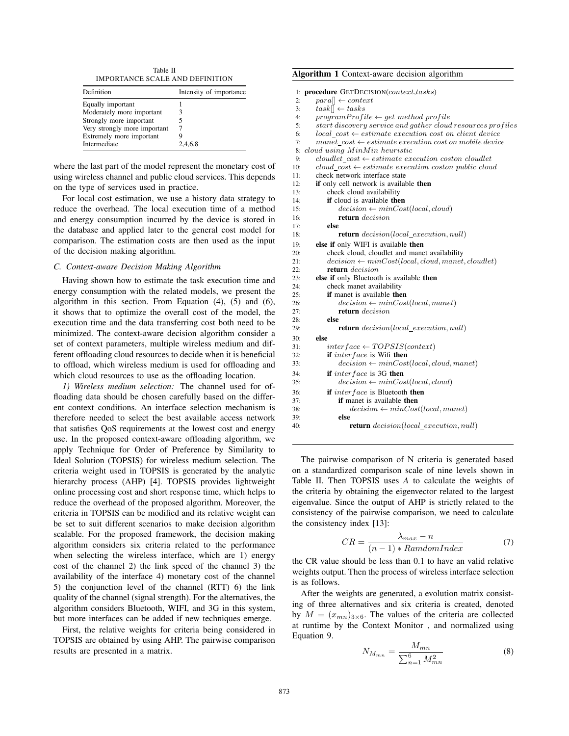Table II
IMPORTANCE SCALE AND DEFINITION

| Definition | Intensity of importance |
|---|---|
| Equally important | 1 |
| Moderately more important | 3 |
| Strongly more important | 5 |
| Very strongly more important | 7 |
| Extremely more important | 9 |
| Intermediate | 2,4,6,8 |

where the last part of the model represent the monetary cost of using wireless channel and public cloud services. This depends on the type of services used in practice.

For local cost estimation, we use a history data strategy to reduce the overhead. The local execution time of a method and energy consumption incurred by the device is stored in the database and applied later to the general cost model for comparison. The estimation costs are then used as the input of the decision making algorithm.

### C. Context-aware Decision Making Algorithm

Having shown how to estimate the task execution time and energy consumption with the related models, we present the algorithm in this section. From Equation (4), (5) and (6), it shows that to optimize the overall cost of the model, the execution time and the data transferring cost both need to be minimized. The context-aware decision algorithm consider a set of context parameters, multiple wireless medium and different offloading cloud resources to decide when it is beneficial to offload, which wireless medium is used for offloading and which cloud resources to use as the offloading location.

*1) Wireless medium selection:* The channel used for offloading data should be chosen carefully based on the different context conditions. An interface selection mechanism is therefore needed to select the best available access network that satisfies QoS requirements at the lowest cost and energy use. In the proposed context-aware offloading algorithm, we apply Technique for Order of Preference by Similarity to Ideal Solution (TOPSIS) for wireless medium selection. The criteria weight used in TOPSIS is generated by the analytic hierarchy process (AHP) [4]. TOPSIS provides lightweight online processing cost and short response time, which helps to reduce the overhead of the proposed algorithm. Moreover, the criteria in TOPSIS can be modified and its relative weight can be set to suit different scenarios to make decision algorithm scalable. For the proposed framework, the decision making algorithm considers six criteria related to the performance when selecting the wireless interface, which are 1) energy cost of the channel 2) the link speed of the channel 3) the availability of the interface 4) monetary cost of the channel 5) the conjunction level of the channel (RTT) 6) the link quality of the channel (signal strength). For the alternatives, the algorithm considers Bluetooth, WIFI, and 3G in this system, but more interfaces can be added if new techniques emerge.

First, the relative weights for criteria being considered in TOPSIS are obtained by using AHP. The pairwise comparison results are presented in a matrix.

**Algorithm 1** Context-aware decision algorithm

```
1:  procedure GETDECISION(context,tasks)
2:      para[] ← context
3:      task[] ← tasks
4:      programProfile ← get method profile
5:      start discovery service and gather cloud resources profiles
6:      local_cost ← estimate execution cost on client device
7:      manet_cost ← estimate execution cost on mobile device
8:  cloud using MinMin heuristic
9:      cloudlet_cost ← estimate execution coston cloudlet
10:     cloud_cost ← estimate execution coston public cloud
11:     check network interface state
12:     if only cell network is available then
13:         check cloud availability
14:         if cloud is available then
15:             decision ← minCost(local, cloud)
16:             return decision
17:         else
18:             return decision(local_execution, null)
19:     else if only WIFI is available then
20:         check cloud, cloudlet and manet availability
21:         decision ← minCost(local, cloud, manet, cloudlet)
22:         return decision
23:     else if only Bluetooth is available then
24:         check manet availability
25:         if manet is available then
26:             decision ← minCost(local, manet)
27:             return decision
28:         else
29:             return decision(local_execution, null)
30:     else
31:         interface ← TOPSIS(context)
32:         if interface is Wifi then
33:             decision ← minCost(local, cloud, manet)
34:         if interface is 3G then
35:             decision ← minCost(local, cloud)
36:         if interface is Bluetooth then
37:             if manet is available then
38:                 decision ← minCost(local, manet)
39:             else
40:                 return decision(local_execution, null)
```

The pairwise comparison of N criteria is generated based on a standardized comparison scale of nine levels shown in Table II. Then TOPSIS uses *A* to calculate the weights of the criteria by obtaining the eigenvector related to the largest eigenvalue. Since the output of AHP is strictly related to the consistency of the pairwise comparison, we need to calculate the consistency index [13]:

$$CR = \frac{\lambda_{max} - n}{(n-1) * RamdomIndex} \tag{7}$$

the CR value should be less than 0.1 to have an valid relative weights output. Then the process of wireless interface selection is as follows.

After the weights are generated, a evolution matrix consisting of three alternatives and six criteria is created, denoted by $M = (x_{mn})_{3\times6}$. The values of the criteria are collected at runtime by the Context Monitor , and normalized using Equation 9.

$$N_{M_{mn}} = \frac{M_{mn}}{\sum_{n=1}^{6} M_{mn}^2} \tag{8}$$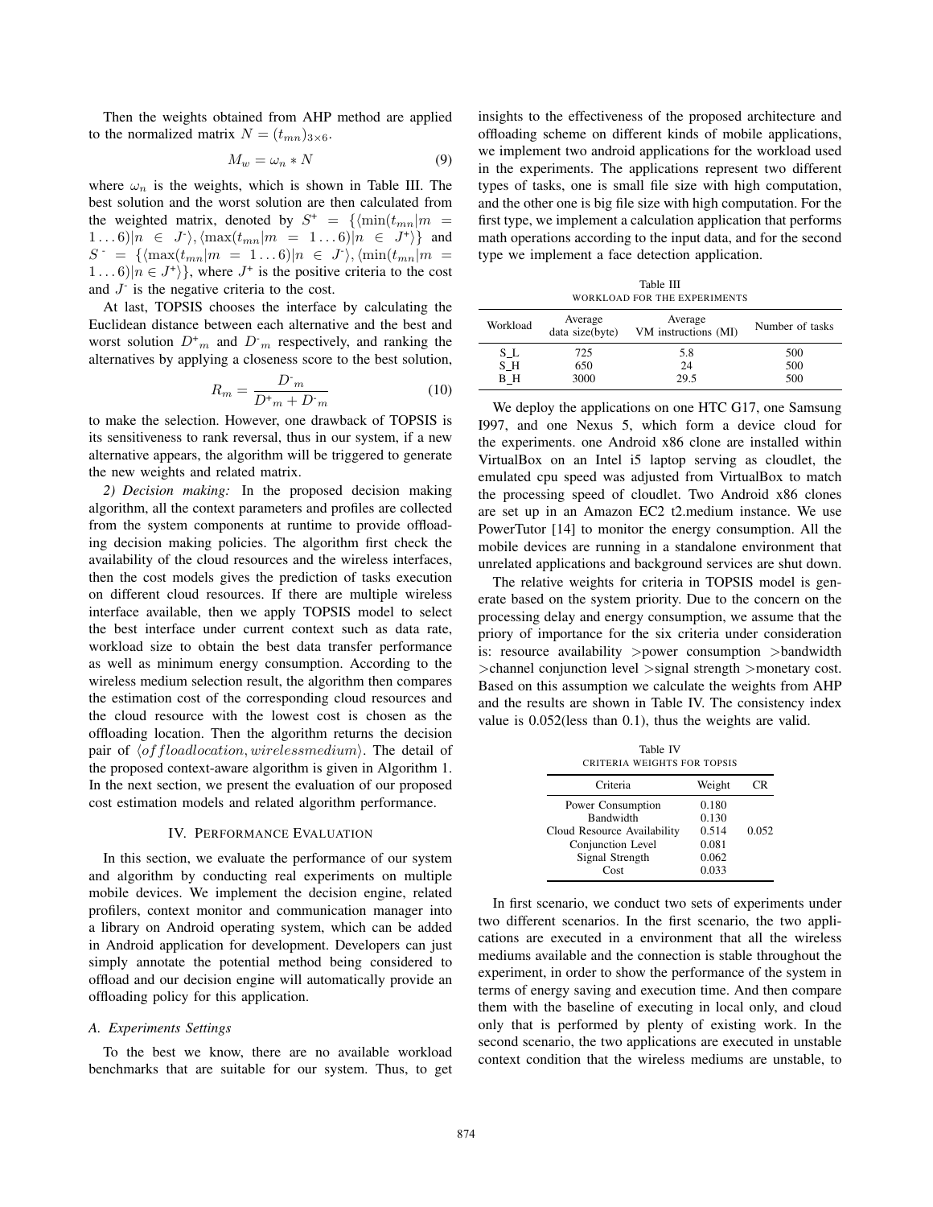Then the weights obtained from AHP method are applied to the normalized matrix $N = (t_{mn})_{3\times6}$.

$$M_w = \omega_n * N \tag{9}$$

where $\omega_n$ is the weights, which is shown in Table III. The best solution and the worst solution are then calculated from the weighted matrix, denoted by $S^+ = \{\langle\min(t_{mn}|m = 1\ldots6)|n \in J^-\rangle, \langle\max(t_{mn}|m = 1\ldots6)|n \in J^+\rangle\}$ and $S^- = \{\langle\max(t_{mn}|m = 1\ldots6)|n \in J^-\rangle, \langle\min(t_{mn}|m = 1\ldots6)|n \in J^+\rangle\}$, where $J^+$ is the positive criteria to the cost and $J^-$ is the negative criteria to the cost.

At last, TOPSIS chooses the interface by calculating the Euclidean distance between each alternative and the best and worst solution $D^+_m$ and $D^-_m$ respectively, and ranking the alternatives by applying a closeness score to the best solution,

$$R_m = \frac{D^-_m}{D^+_m + D^-_m} \tag{10}$$

to make the selection. However, one drawback of TOPSIS is its sensitiveness to rank reversal, thus in our system, if a new alternative appears, the algorithm will be triggered to generate the new weights and related matrix.

*2) Decision making:* In the proposed decision making algorithm, all the context parameters and profiles are collected from the system components at runtime to provide offloading decision making policies. The algorithm first check the availability of the cloud resources and the wireless interfaces, then the cost models gives the prediction of tasks execution on different cloud resources. If there are multiple wireless interface available, then we apply TOPSIS model to select the best interface under current context such as data rate, workload size to obtain the best data transfer performance as well as minimum energy consumption. According to the wireless medium selection result, the algorithm then compares the estimation cost of the corresponding cloud resources and the cloud resource with the lowest cost is chosen as the offloading location. Then the algorithm returns the decision pair of $\langle offloadlocation, wirelessmedium\rangle$. The detail of the proposed context-aware algorithm is given in Algorithm 1. In the next section, we present the evaluation of our proposed cost estimation models and related algorithm performance.

## IV. Performance Evaluation

In this section, we evaluate the performance of our system and algorithm by conducting real experiments on multiple mobile devices. We implement the decision engine, related profilers, context monitor and communication manager into a library on Android operating system, which can be added in Android application for development. Developers can just simply annotate the potential method being considered to offload and our decision engine will automatically provide an offloading policy for this application.

### A. Experiments Settings

To the best we know, there are no available workload benchmarks that are suitable for our system. Thus, to get insights to the effectiveness of the proposed architecture and offloading scheme on different kinds of mobile applications, we implement two android applications for the workload used in the experiments. The applications represent two different types of tasks, one is small file size with high computation, and the other one is big file size with high computation. For the first type, we implement a calculation application that performs math operations according to the input data, and for the second type we implement a face detection application.

Table III
Workload for the Experiments

| Workload | Average data size(byte) | Average VM instructions (MI) | Number of tasks |
|---|---|---|---|
| S_L | 725 | 5.8 | 500 |
| S_H | 650 | 24 | 500 |
| B_H | 3000 | 29.5 | 500 |

We deploy the applications on one HTC G17, one Samsung I997, and one Nexus 5, which form a device cloud for the experiments. one Android x86 clone are installed within VirtualBox on an Intel i5 laptop serving as cloudlet, the emulated cpu speed was adjusted from VirtualBox to match the processing speed of cloudlet. Two Android x86 clones are set up in an Amazon EC2 t2.medium instance. We use PowerTutor [14] to monitor the energy consumption. All the mobile devices are running in a standalone environment that unrelated applications and background services are shut down.

The relative weights for criteria in TOPSIS model is generate based on the system priority. Due to the concern on the processing delay and energy consumption, we assume that the priory of importance for the six criteria under consideration is: resource availability $>$power consumption $>$bandwidth $>$channel conjunction level $>$signal strength $>$monetary cost. Based on this assumption we calculate the weights from AHP and the results are shown in Table IV. The consistency index value is 0.052(less than 0.1), thus the weights are valid.

Table IV
Criteria Weights for TOPSIS

| Criteria | Weight | CR |
|---|---|---|
| Power Consumption | 0.180 | |
| Bandwidth | 0.130 | |
| Cloud Resource Availability | 0.514 | 0.052 |
| Conjunction Level | 0.081 | |
| Signal Strength | 0.062 | |
| Cost | 0.033 | |

In first scenario, we conduct two sets of experiments under two different scenarios. In the first scenario, the two applications are executed in a environment that all the wireless mediums available and the connection is stable throughout the experiment, in order to show the performance of the system in terms of energy saving and execution time. And then compare them with the baseline of executing in local only, and cloud only that is performed by plenty of existing work. In the second scenario, the two applications are executed in unstable context condition that the wireless mediums are unstable, to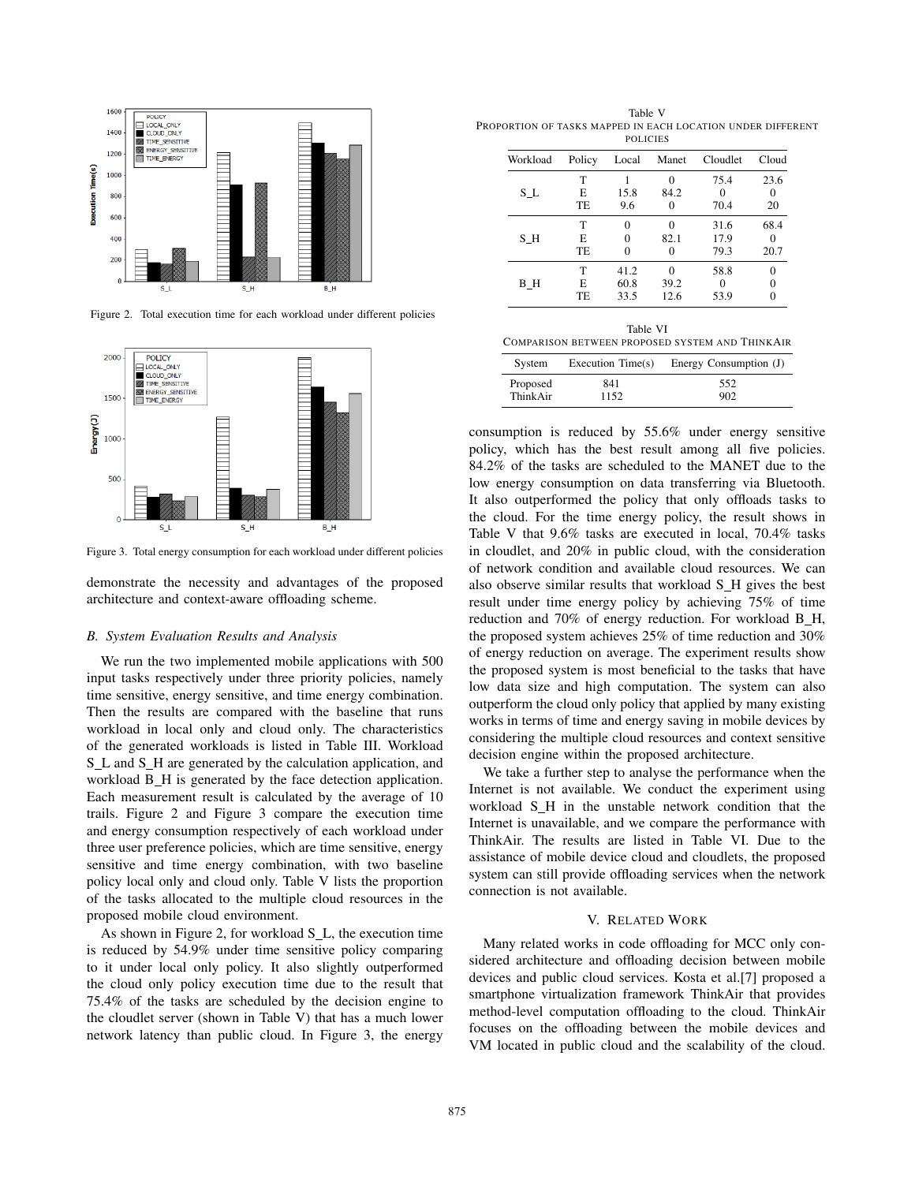Figure 2. Total execution time for each workload under different policies

Figure 3. Total energy consumption for each workload under different policies

demonstrate the necessity and advantages of the proposed architecture and context-aware offloading scheme.

### B. System Evaluation Results and Analysis

We run the two implemented mobile applications with 500 input tasks respectively under three priority policies, namely time sensitive, energy sensitive, and time energy combination. Then the results are compared with the baseline that runs workload in local only and cloud only. The characteristics of the generated workloads is listed in Table III. Workload S_L and S_H are generated by the calculation application, and workload B_H is generated by the face detection application. Each measurement result is calculated by the average of 10 trails. Figure 2 and Figure 3 compare the execution time and energy consumption respectively of each workload under three user preference policies, which are time sensitive, energy sensitive and time energy combination, with two baseline policy local only and cloud only. Table V lists the proportion of the tasks allocated to the multiple cloud resources in the proposed mobile cloud environment.

As shown in Figure 2, for workload S_L, the execution time is reduced by 54.9% under time sensitive policy comparing to it under local only policy. It also slightly outperformed the cloud only policy execution time due to the result that 75.4% of the tasks are scheduled by the decision engine to the cloudlet server (shown in Table V) that has a much lower network latency than public cloud. In Figure 3, the energy consumption is reduced by 55.6% under energy sensitive policy, which has the best result among all five policies. 84.2% of the tasks are scheduled to the MANET due to the low energy consumption on data transferring via Bluetooth. It also outperformed the policy that only offloads tasks to the cloud. For the time energy policy, the result shows in Table V that 9.6% tasks are executed in local, 70.4% tasks in cloudlet, and 20% in public cloud, with the consideration of network condition and available cloud resources. We can also observe similar results that workload S_H gives the best result under time energy policy by achieving 75% of time reduction and 70% of energy reduction. For workload B_H, the proposed system achieves 25% of time reduction and 30% of energy reduction on average. The experiment results show the proposed system is most beneficial to the tasks that have low data size and high computation. The system can also outperform the cloud only policy that applied by many existing works in terms of time and energy saving in mobile devices by considering the multiple cloud resources and context sensitive decision engine within the proposed architecture.

Table V
PROPORTION OF TASKS MAPPED IN EACH LOCATION UNDER DIFFERENT POLICIES

| Workload | Policy | Local | Manet | Cloudlet | Cloud |
|---|---|---|---|---|---|
| S_L | T | 1 | 0 | 75.4 | 23.6 |
| | E | 15.8 | 84.2 | 0 | 0 |
| | TE | 9.6 | 0 | 70.4 | 20 |
| S_H | T | 0 | 0 | 31.6 | 68.4 |
| | E | 0 | 82.1 | 17.9 | 0 |
| | TE | 0 | 0 | 79.3 | 20.7 |
| B_H | T | 41.2 | 0 | 58.8 | 0 |
| | E | 60.8 | 39.2 | 0 | 0 |
| | TE | 33.5 | 12.6 | 53.9 | 0 |

Table VI
COMPARISON BETWEEN PROPOSED SYSTEM AND THINKAIR

| System | Execution Time(s) | Energy Consumption (J) |
|---|---|---|
| Proposed | 841 | 552 |
| ThinkAir | 1152 | 902 |

We take a further step to analyse the performance when the Internet is not available. We conduct the experiment using workload S_H in the unstable network condition that the Internet is unavailable, and we compare the performance with ThinkAir. The results are listed in Table VI. Due to the assistance of mobile device cloud and cloudlets, the proposed system can still provide offloading services when the network connection is not available.

## V. Related Work

Many related works in code offloading for MCC only considered architecture and offloading decision between mobile devices and public cloud services. Kosta et al.[7] proposed a smartphone virtualization framework ThinkAir that provides method-level computation offloading to the cloud. ThinkAir focuses on the offloading between the mobile devices and VM located in public cloud and the scalability of the cloud.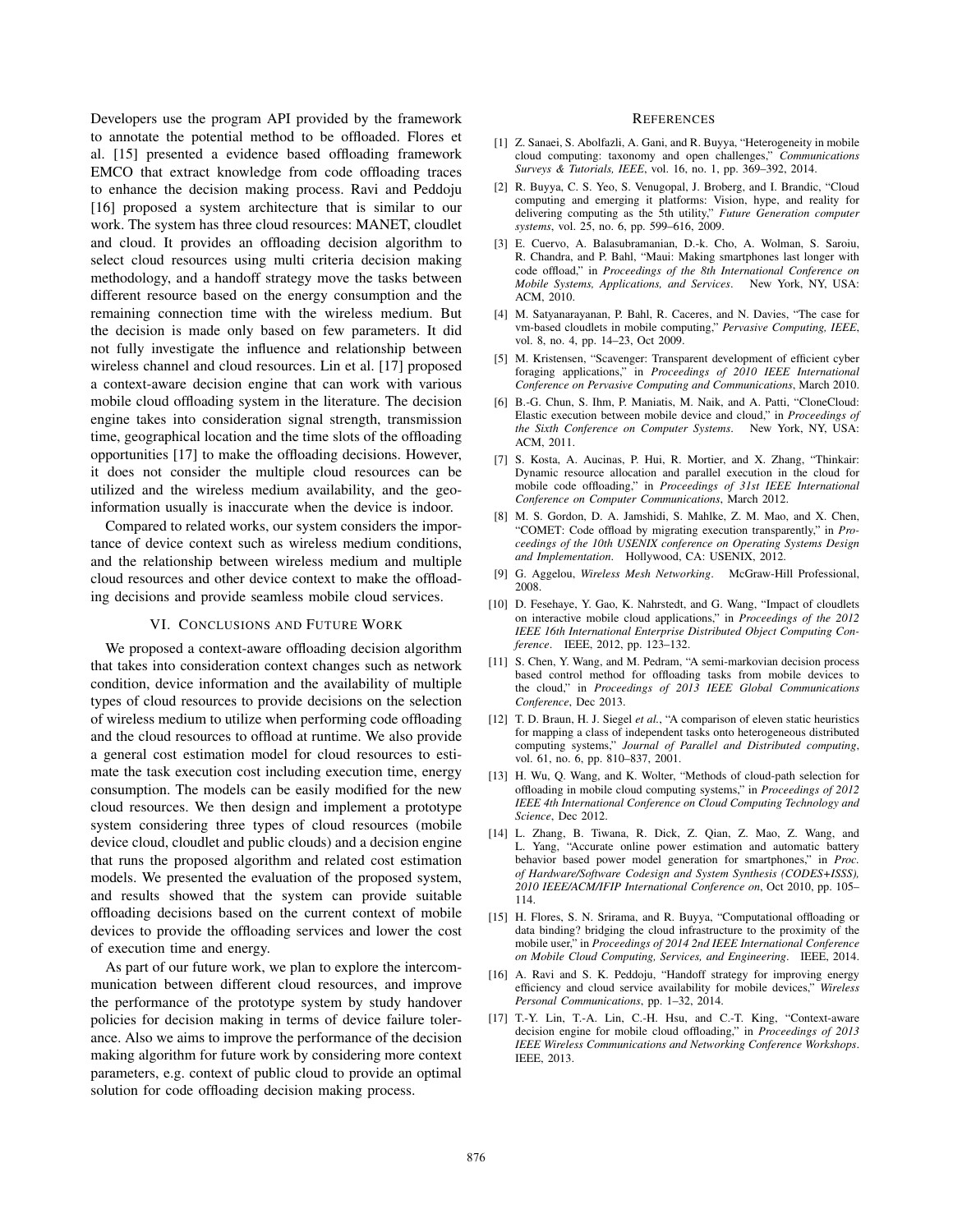Developers use the program API provided by the framework to annotate the potential method to be offloaded. Flores et al. [15] presented a evidence based offloading framework EMCO that extract knowledge from code offloading traces to enhance the decision making process. Ravi and Peddoju [16] proposed a system architecture that is similar to our work. The system has three cloud resources: MANET, cloudlet and cloud. It provides an offloading decision algorithm to select cloud resources using multi criteria decision making methodology, and a handoff strategy move the tasks between different resource based on the energy consumption and the remaining connection time with the wireless medium. But the decision is made only based on few parameters. It did not fully investigate the influence and relationship between wireless channel and cloud resources. Lin et al. [17] proposed a context-aware decision engine that can work with various mobile cloud offloading system in the literature. The decision engine takes into consideration signal strength, transmission time, geographical location and the time slots of the offloading opportunities [17] to make the offloading decisions. However, it does not consider the multiple cloud resources can be utilized and the wireless medium availability, and the geo-information usually is inaccurate when the device is indoor.

Compared to related works, our system considers the importance of device context such as wireless medium conditions, and the relationship between wireless medium and multiple cloud resources and other device context to make the offloading decisions and provide seamless mobile cloud services.

## VI. Conclusions and Future Work

We proposed a context-aware offloading decision algorithm that takes into consideration context changes such as network condition, device information and the availability of multiple types of cloud resources to provide decisions on the selection of wireless medium to utilize when performing code offloading and the cloud resources to offload at runtime. We also provide a general cost estimation model for cloud resources to estimate the task execution cost including execution time, energy consumption. The models can be easily modified for the new cloud resources. We then design and implement a prototype system considering three types of cloud resources (mobile device cloud, cloudlet and public clouds) and a decision engine that runs the proposed algorithm and related cost estimation models. We presented the evaluation of the proposed system, and results showed that the system can provide suitable offloading decisions based on the current context of mobile devices to provide the offloading services and lower the cost of execution time and energy.

As part of our future work, we plan to explore the intercommunication between different cloud resources, and improve the performance of the prototype system by study handover policies for decision making in terms of device failure tolerance. Also we aims to improve the performance of the decision making algorithm for future work by considering more context parameters, e.g. context of public cloud to provide an optimal solution for code offloading decision making process.

## References

[1] Z. Sanaei, S. Abolfazli, A. Gani, and R. Buyya, "Heterogeneity in mobile cloud computing: taxonomy and open challenges," *Communications Surveys & Tutorials, IEEE*, vol. 16, no. 1, pp. 369–392, 2014.

[2] R. Buyya, C. S. Yeo, S. Venugopal, J. Broberg, and I. Brandic, "Cloud computing and emerging it platforms: Vision, hype, and reality for delivering computing as the 5th utility," *Future Generation computer systems*, vol. 25, no. 6, pp. 599–616, 2009.

[3] E. Cuervo, A. Balasubramanian, D.-k. Cho, A. Wolman, S. Saroiu, R. Chandra, and P. Bahl, "Maui: Making smartphones last longer with code offload," in *Proceedings of the 8th International Conference on Mobile Systems, Applications, and Services*. New York, NY, USA: ACM, 2010.

[4] M. Satyanarayanan, P. Bahl, R. Caceres, and N. Davies, "The case for vm-based cloudlets in mobile computing," *Pervasive Computing, IEEE*, vol. 8, no. 4, pp. 14–23, Oct 2009.

[5] M. Kristensen, "Scavenger: Transparent development of efficient cyber foraging applications," in *Proceedings of 2010 IEEE International Conference on Pervasive Computing and Communications*, March 2010.

[6] B.-G. Chun, S. Ihm, P. Maniatis, M. Naik, and A. Patti, "CloneCloud: Elastic execution between mobile device and cloud," in *Proceedings of the Sixth Conference on Computer Systems*. New York, NY, USA: ACM, 2011.

[7] S. Kosta, A. Aucinas, P. Hui, R. Mortier, and X. Zhang, "Thinkair: Dynamic resource allocation and parallel execution in the cloud for mobile code offloading," in *Proceedings of 31st IEEE International Conference on Computer Communications*, March 2012.

[8] M. S. Gordon, D. A. Jamshidi, S. Mahlke, Z. M. Mao, and X. Chen, "COMET: Code offload by migrating execution transparently," in *Proceedings of the 10th USENIX conference on Operating Systems Design and Implementation*. Hollywood, CA: USENIX, 2012.

[9] G. Aggelou, *Wireless Mesh Networking*. McGraw-Hill Professional, 2008.

[10] D. Fesehaye, Y. Gao, K. Nahrstedt, and G. Wang, "Impact of cloudlets on interactive mobile cloud applications," in *Proceedings of the 2012 IEEE 16th International Enterprise Distributed Object Computing Conference*. IEEE, 2012, pp. 123–132.

[11] S. Chen, Y. Wang, and M. Pedram, "A semi-markovian decision process based control method for offloading tasks from mobile devices to the cloud," in *Proceedings of 2013 IEEE Global Communications Conference*, Dec 2013.

[12] T. D. Braun, H. J. Siegel *et al.*, "A comparison of eleven static heuristics for mapping a class of independent tasks onto heterogeneous distributed computing systems," *Journal of Parallel and Distributed computing*, vol. 61, no. 6, pp. 810–837, 2001.

[13] H. Wu, Q. Wang, and K. Wolter, "Methods of cloud-path selection for offloading in mobile cloud computing systems," in *Proceedings of 2012 IEEE 4th International Conference on Cloud Computing Technology and Science*, Dec 2012.

[14] L. Zhang, B. Tiwana, R. Dick, Z. Qian, Z. Mao, Z. Wang, and L. Yang, "Accurate online power estimation and automatic battery behavior based power model generation for smartphones," in *Proc. of Hardware/Software Codesign and System Synthesis (CODES+ISSS), 2010 IEEE/ACM/IFIP International Conference on*, Oct 2010, pp. 105–114.

[15] H. Flores, S. N. Srirama, and R. Buyya, "Computational offloading or data binding? bridging the cloud infrastructure to the proximity of the mobile user," in *Proceedings of 2014 2nd IEEE International Conference on Mobile Cloud Computing, Services, and Engineering*. IEEE, 2014.

[16] A. Ravi and S. K. Peddoju, "Handoff strategy for improving energy efficiency and cloud service availability for mobile devices," *Wireless Personal Communications*, pp. 1–32, 2014.

[17] T.-Y. Lin, T.-A. Lin, C.-H. Hsu, and C.-T. King, "Context-aware decision engine for mobile cloud offloading," in *Proceedings of 2013 IEEE Wireless Communications and Networking Conference Workshops*. IEEE, 2013.